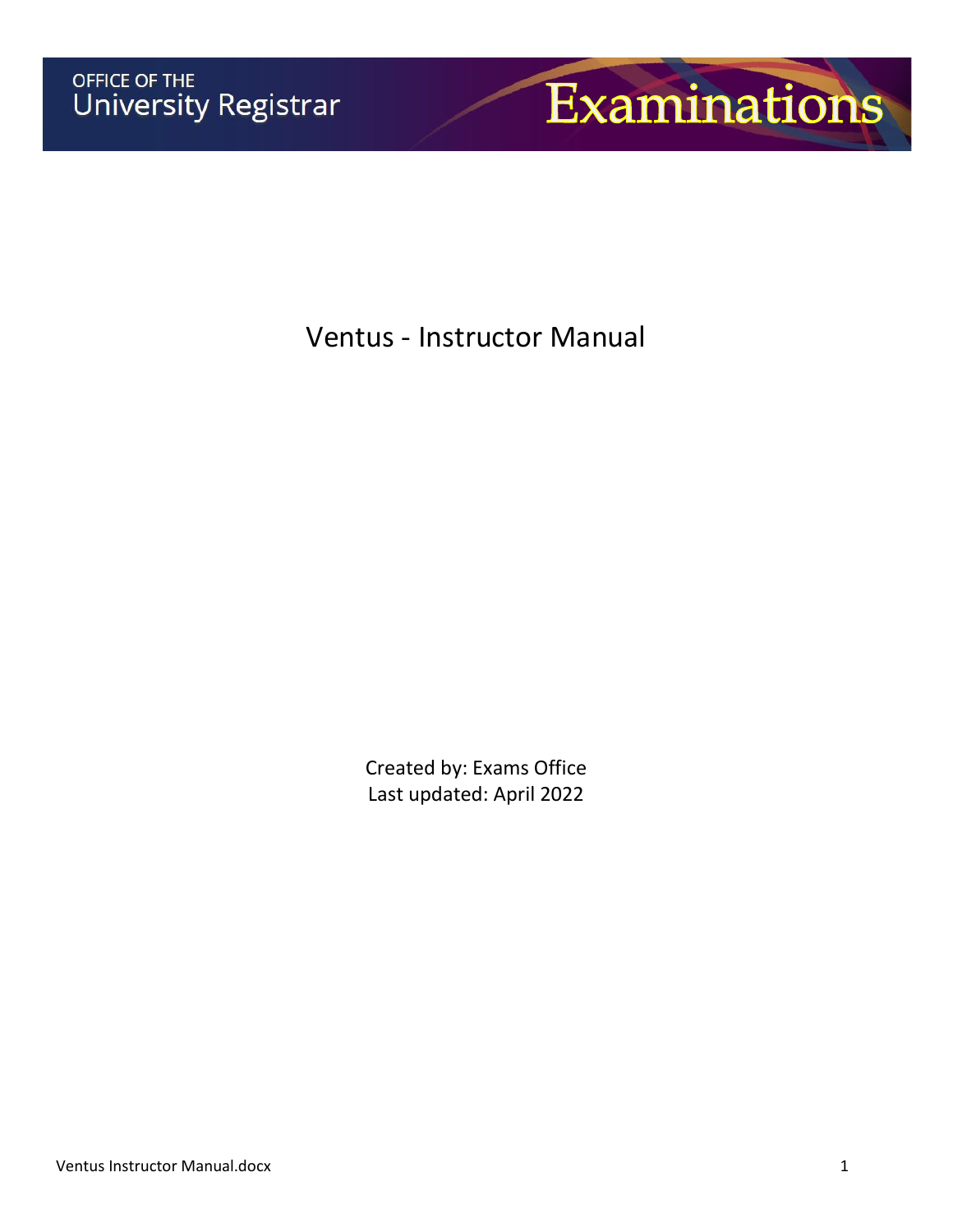OFFICE OF THE
University Registrar

Examinations

# Ventus - Instructor Manual

Created by: Exams Office
Last updated: April 2022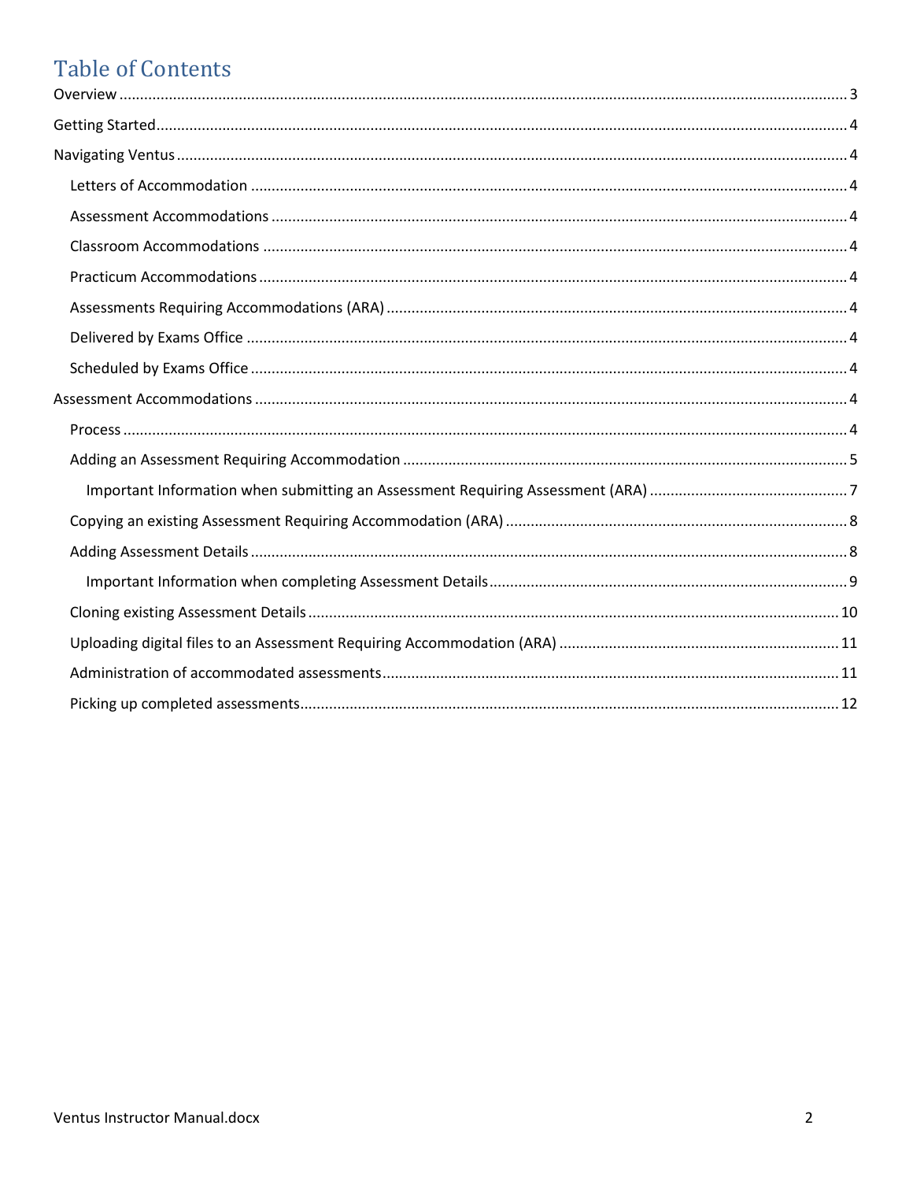# Table of Contents

Overview ..................................................................................................... 3

Getting Started............................................................................................. 4

Navigating Ventus ......................................................................................... 4

- Letters of Accommodation ............................................................................ 4
- Assessment Accommodations ......................................................................... 4
- Classroom Accommodations .......................................................................... 4
- Practicum Accommodations ........................................................................... 4
- Assessments Requiring Accommodations (ARA) ............................................... 4
- Delivered by Exams Office ............................................................................. 4
- Scheduled by Exams Office ............................................................................ 4

Assessment Accommodations .......................................................................... 4

- Process ........................................................................................................ 4
- Adding an Assessment Requiring Accommodation ........................................... 5
  - Important Information when submitting an Assessment Requiring Assessment (ARA) ......... 7
- Copying an existing Assessment Requiring Accommodation (ARA) ..................... 8
- Adding Assessment Details ............................................................................ 8
  - Important Information when completing Assessment Details ...................... 9
- Cloning existing Assessment Details ............................................................. 10
- Uploading digital files to an Assessment Requiring Accommodation (ARA) ........ 11
- Administration of accommodated assessments ............................................... 11
- Picking up completed assessments ................................................................ 12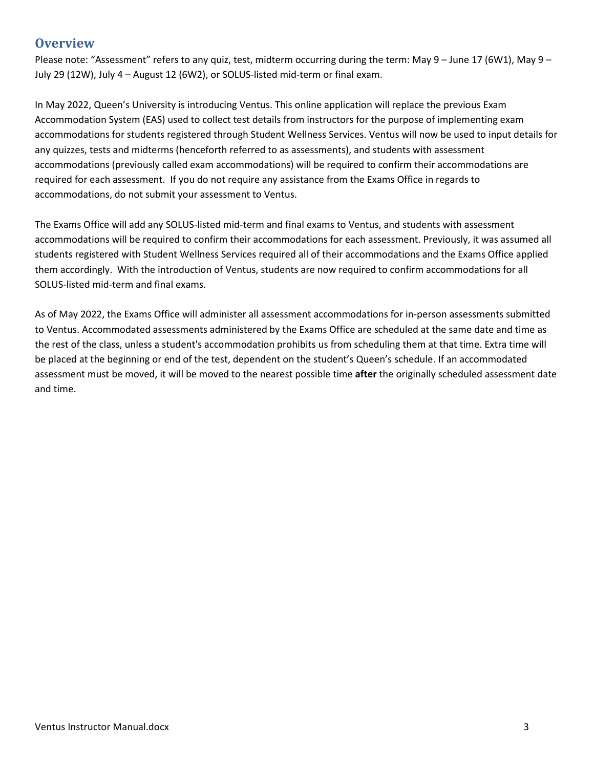## Overview

Please note: "Assessment" refers to any quiz, test, midterm occurring during the term: May 9 – June 17 (6W1), May 9 – July 29 (12W), July 4 – August 12 (6W2), or SOLUS-listed mid-term or final exam.

In May 2022, Queen's University is introducing Ventus. This online application will replace the previous Exam Accommodation System (EAS) used to collect test details from instructors for the purpose of implementing exam accommodations for students registered through Student Wellness Services. Ventus will now be used to input details for any quizzes, tests and midterms (henceforth referred to as assessments), and students with assessment accommodations (previously called exam accommodations) will be required to confirm their accommodations are required for each assessment. If you do not require any assistance from the Exams Office in regards to accommodations, do not submit your assessment to Ventus.

The Exams Office will add any SOLUS-listed mid-term and final exams to Ventus, and students with assessment accommodations will be required to confirm their accommodations for each assessment. Previously, it was assumed all students registered with Student Wellness Services required all of their accommodations and the Exams Office applied them accordingly. With the introduction of Ventus, students are now required to confirm accommodations for all SOLUS-listed mid-term and final exams.

As of May 2022, the Exams Office will administer all assessment accommodations for in-person assessments submitted to Ventus. Accommodated assessments administered by the Exams Office are scheduled at the same date and time as the rest of the class, unless a student's accommodation prohibits us from scheduling them at that time. Extra time will be placed at the beginning or end of the test, dependent on the student's Queen's schedule. If an accommodated assessment must be moved, it will be moved to the nearest possible time **after** the originally scheduled assessment date and time.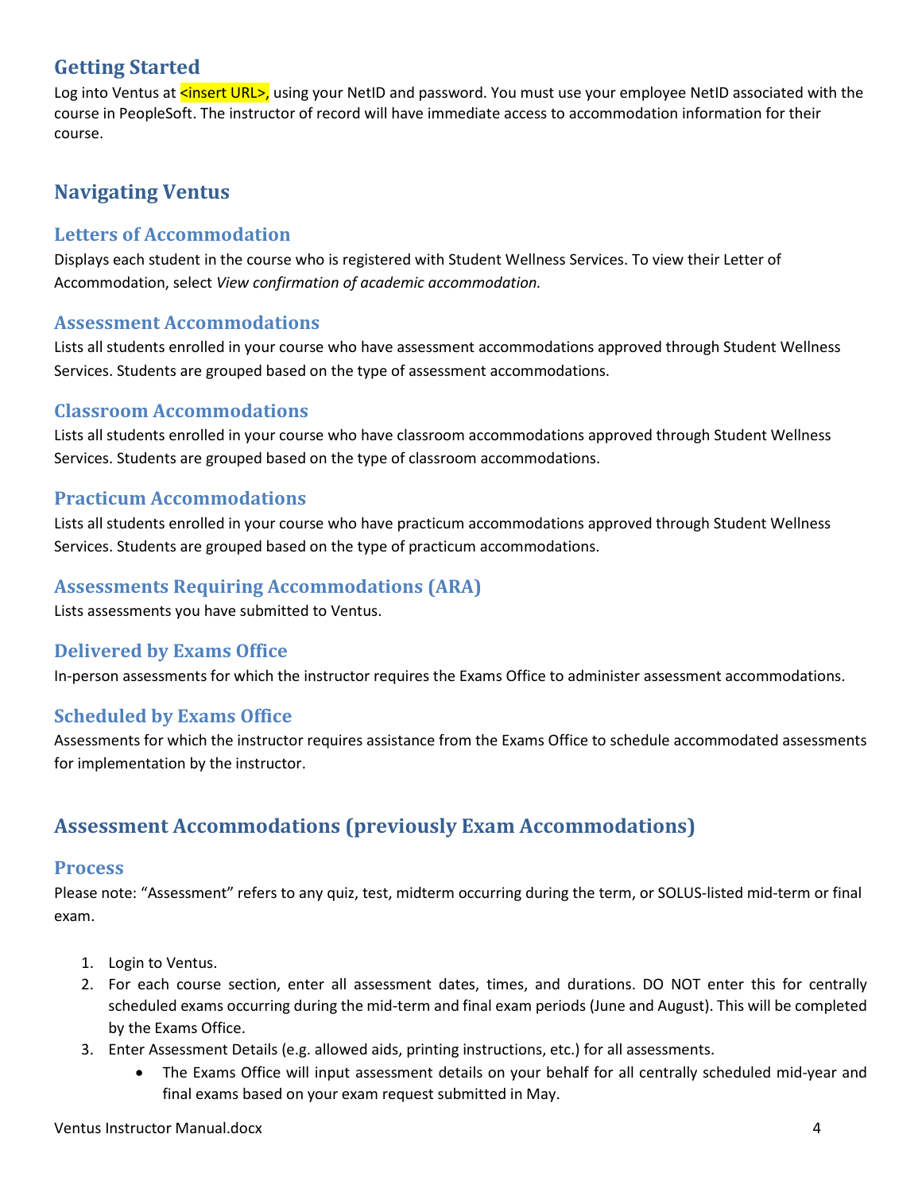## Getting Started

Log into Ventus at <insert URL>, using your NetID and password. You must use your employee NetID associated with the course in PeopleSoft. The instructor of record will have immediate access to accommodation information for their course.

## Navigating Ventus

### Letters of Accommodation

Displays each student in the course who is registered with Student Wellness Services. To view their Letter of Accommodation, select *View confirmation of academic accommodation.*

### Assessment Accommodations

Lists all students enrolled in your course who have assessment accommodations approved through Student Wellness Services. Students are grouped based on the type of assessment accommodations.

### Classroom Accommodations

Lists all students enrolled in your course who have classroom accommodations approved through Student Wellness Services. Students are grouped based on the type of classroom accommodations.

### Practicum Accommodations

Lists all students enrolled in your course who have practicum accommodations approved through Student Wellness Services. Students are grouped based on the type of practicum accommodations.

### Assessments Requiring Accommodations (ARA)

Lists assessments you have submitted to Ventus.

### Delivered by Exams Office

In-person assessments for which the instructor requires the Exams Office to administer assessment accommodations.

### Scheduled by Exams Office

Assessments for which the instructor requires assistance from the Exams Office to schedule accommodated assessments for implementation by the instructor.

## Assessment Accommodations (previously Exam Accommodations)

### Process

Please note: "Assessment" refers to any quiz, test, midterm occurring during the term, or SOLUS-listed mid-term or final exam.

1. Login to Ventus.
2. For each course section, enter all assessment dates, times, and durations. DO NOT enter this for centrally scheduled exams occurring during the mid-term and final exam periods (June and August). This will be completed by the Exams Office.
3. Enter Assessment Details (e.g. allowed aids, printing instructions, etc.) for all assessments.
   - The Exams Office will input assessment details on your behalf for all centrally scheduled mid-year and final exams based on your exam request submitted in May.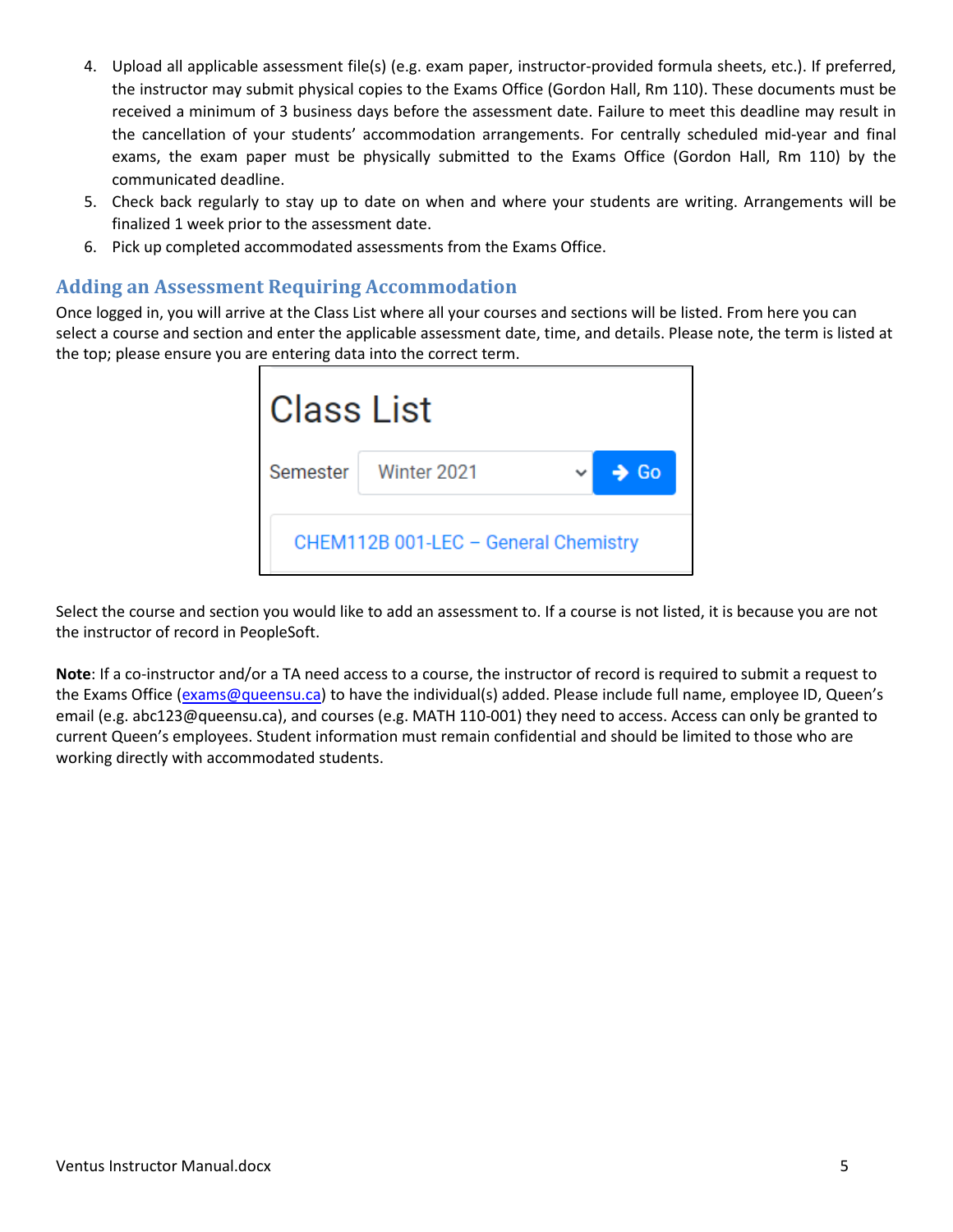4. Upload all applicable assessment file(s) (e.g. exam paper, instructor-provided formula sheets, etc.). If preferred, the instructor may submit physical copies to the Exams Office (Gordon Hall, Rm 110). These documents must be received a minimum of 3 business days before the assessment date. Failure to meet this deadline may result in the cancellation of your students' accommodation arrangements. For centrally scheduled mid-year and final exams, the exam paper must be physically submitted to the Exams Office (Gordon Hall, Rm 110) by the communicated deadline.
5. Check back regularly to stay up to date on when and where your students are writing. Arrangements will be finalized 1 week prior to the assessment date.
6. Pick up completed accommodated assessments from the Exams Office.

## Adding an Assessment Requiring Accommodation

Once logged in, you will arrive at the Class List where all your courses and sections will be listed. From here you can select a course and section and enter the applicable assessment date, time, and details. Please note, the term is listed at the top; please ensure you are entering data into the correct term.

Class List

Semester Winter 2021 Go

CHEM112B 001-LEC – General Chemistry

Select the course and section you would like to add an assessment to. If a course is not listed, it is because you are not the instructor of record in PeopleSoft.

**Note**: If a co-instructor and/or a TA need access to a course, the instructor of record is required to submit a request to the Exams Office (exams@queensu.ca) to have the individual(s) added. Please include full name, employee ID, Queen's email (e.g. abc123@queensu.ca), and courses (e.g. MATH 110-001) they need to access. Access can only be granted to current Queen's employees. Student information must remain confidential and should be limited to those who are working directly with accommodated students.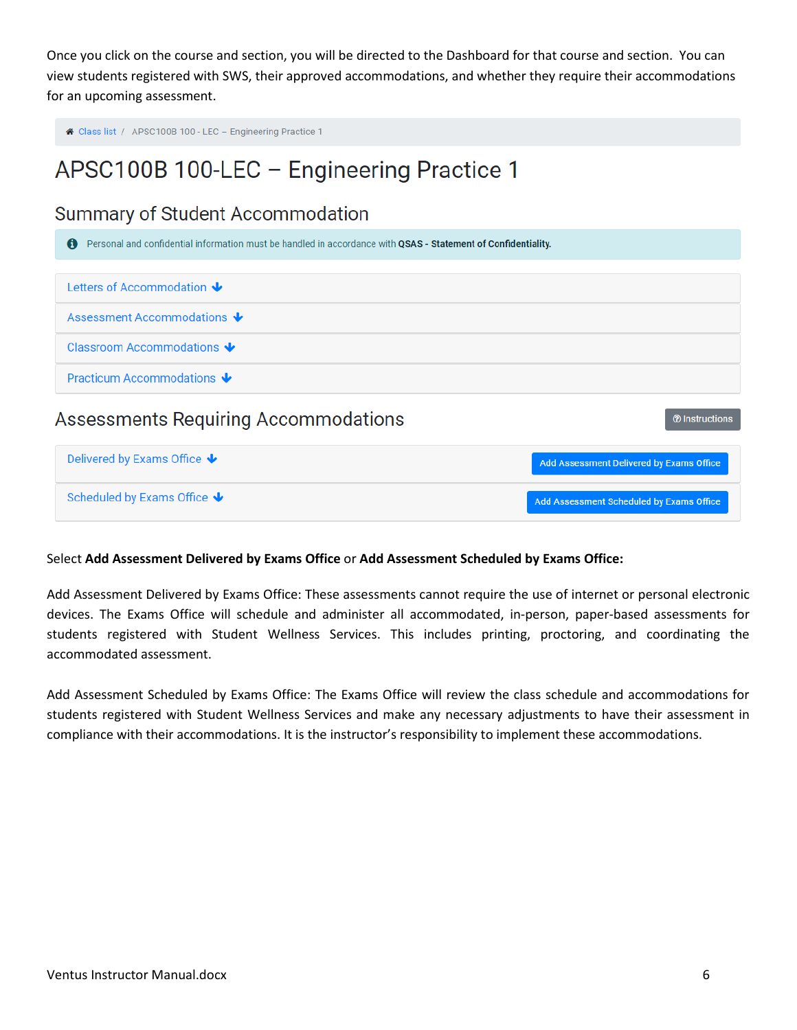Once you click on the course and section, you will be directed to the Dashboard for that course and section. You can view students registered with SWS, their approved accommodations, and whether they require their accommodations for an upcoming assessment.

Class list / APSC100B 100 - LEC – Engineering Practice 1

# APSC100B 100-LEC – Engineering Practice 1

## Summary of Student Accommodation

Personal and confidential information must be handled in accordance with **QSAS - Statement of Confidentiality.**

- Letters of Accommodation
- Assessment Accommodations
- Classroom Accommodations
- Practicum Accommodations

## Assessments Requiring Accommodations

Instructions

- Delivered by Exams Office — Add Assessment Delivered by Exams Office
- Scheduled by Exams Office — Add Assessment Scheduled by Exams Office

Select **Add Assessment Delivered by Exams Office** or **Add Assessment Scheduled by Exams Office:**

Add Assessment Delivered by Exams Office: These assessments cannot require the use of internet or personal electronic devices. The Exams Office will schedule and administer all accommodated, in-person, paper-based assessments for students registered with Student Wellness Services. This includes printing, proctoring, and coordinating the accommodated assessment.

Add Assessment Scheduled by Exams Office: The Exams Office will review the class schedule and accommodations for students registered with Student Wellness Services and make any necessary adjustments to have their assessment in compliance with their accommodations. It is the instructor's responsibility to implement these accommodations.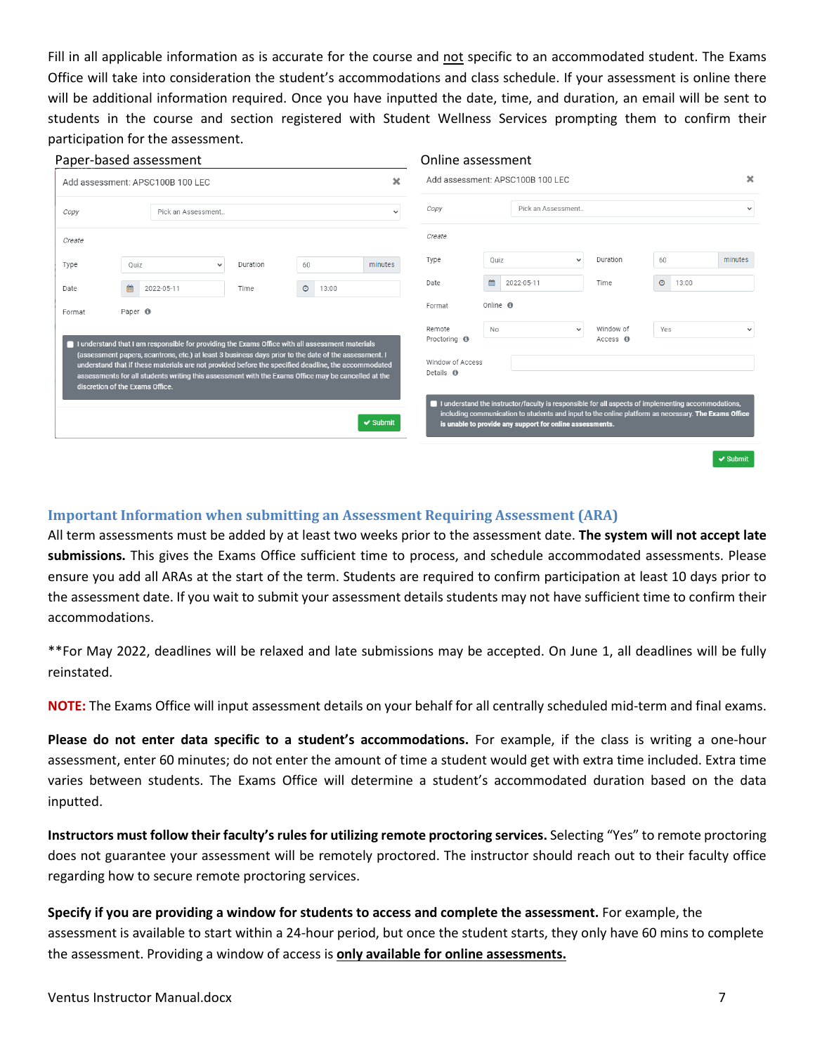Fill in all applicable information as is accurate for the course and not specific to an accommodated student. The Exams Office will take into consideration the student's accommodations and class schedule. If your assessment is online there will be additional information required. Once you have inputted the date, time, and duration, an email will be sent to students in the course and section registered with Student Wellness Services prompting them to confirm their participation for the assessment.

Paper-based assessment

Add assessment: APSC100B 100 LEC

| | | | |
|---|---|---|---|
| Copy | Pick an Assessment.. | | |
| Create | | | |
| Type | Quiz | Duration | 60 minutes |
| Date | 2022-05-11 | Time | 13:00 |
| Format | Paper | | |

☐ I understand that I am responsible for providing the Exams Office with all assessment materials (assessment papers, scantrons, etc.) at least 3 business days prior to the date of the assessment. I understand that if these materials are not provided before the specified deadline, the accommodated assessments for all students writing this assessment with the Exams Office may be cancelled at the discretion of the Exams Office.

✔ Submit

Online assessment

Add assessment: APSC100B 100 LEC

| | | | |
|---|---|---|---|
| Copy | Pick an Assessment.. | | |
| Create | | | |
| Type | Quiz | Duration | 60 minutes |
| Date | 2022-05-11 | Time | 13:00 |
| Format | Online | | |
| Remote Proctoring | No | Window of Access | Yes |
| Window of Access Details | | | |

☐ I understand the instructor/faculty is responsible for all aspects of implementing accommodations, including communication to students and input to the online platform as necessary. **The Exams Office is unable to provide any support for online assessments.**

✔ Submit

## Important Information when submitting an Assessment Requiring Assessment (ARA)

All term assessments must be added by at least two weeks prior to the assessment date. **The system will not accept late submissions.** This gives the Exams Office sufficient time to process, and schedule accommodated assessments. Please ensure you add all ARAs at the start of the term. Students are required to confirm participation at least 10 days prior to the assessment date. If you wait to submit your assessment details students may not have sufficient time to confirm their accommodations.

**For May 2022, deadlines will be relaxed and late submissions may be accepted. On June 1, all deadlines will be fully reinstated.

**NOTE:** The Exams Office will input assessment details on your behalf for all centrally scheduled mid-term and final exams.

**Please do not enter data specific to a student's accommodations.** For example, if the class is writing a one-hour assessment, enter 60 minutes; do not enter the amount of time a student would get with extra time included. Extra time varies between students. The Exams Office will determine a student's accommodated duration based on the data inputted.

**Instructors must follow their faculty's rules for utilizing remote proctoring services.** Selecting "Yes" to remote proctoring does not guarantee your assessment will be remotely proctored. The instructor should reach out to their faculty office regarding how to secure remote proctoring services.

**Specify if you are providing a window for students to access and complete the assessment.** For example, the assessment is available to start within a 24-hour period, but once the student starts, they only have 60 mins to complete the assessment. Providing a window of access is **only available for online assessments.**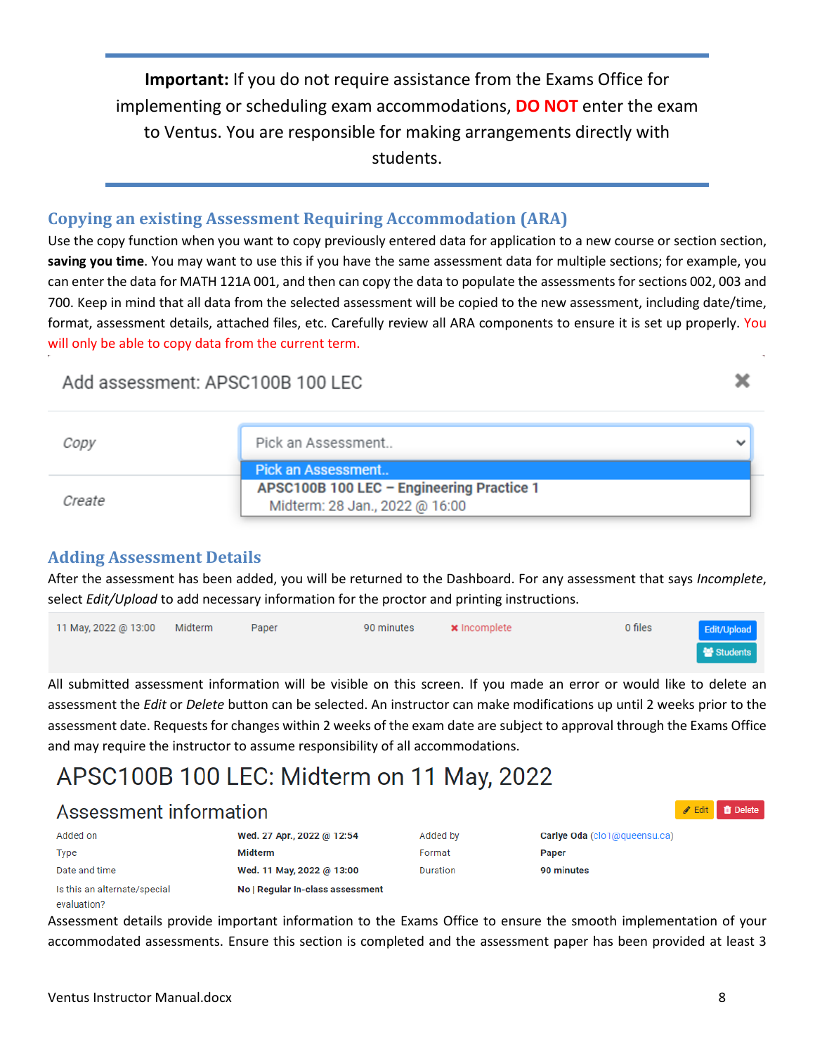**Important:** If you do not require assistance from the Exams Office for implementing or scheduling exam accommodations, DO NOT enter the exam to Ventus. You are responsible for making arrangements directly with students.

## Copying an existing Assessment Requiring Accommodation (ARA)

Use the copy function when you want to copy previously entered data for application to a new course or section section, **saving you time**. You may want to use this if you have the same assessment data for multiple sections; for example, you can enter the data for MATH 121A 001, and then can copy the data to populate the assessments for sections 002, 003 and 700. Keep in mind that all data from the selected assessment will be copied to the new assessment, including date/time, format, assessment details, attached files, etc. Carefully review all ARA components to ensure it is set up properly. You will only be able to copy data from the current term.

Add assessment: APSC100B 100 LEC

| | |
|---|---|
| *Copy* | Pick an Assessment.. |
| | Pick an Assessment.. |
| | APSC100B 100 LEC – Engineering Practice 1 |
| | Midterm: 28 Jan., 2022 @ 16:00 |
| *Create* | |

## Adding Assessment Details

After the assessment has been added, you will be returned to the Dashboard. For any assessment that says *Incomplete*, select *Edit/Upload* to add necessary information for the proctor and printing instructions.

| | | | | | | |
|---|---|---|---|---|---|---|
| 11 May, 2022 @ 13:00 | Midterm | Paper | 90 minutes | ✖ Incomplete | 0 files | Edit/Upload Students |

All submitted assessment information will be visible on this screen. If you made an error or would like to delete an assessment the *Edit* or *Delete* button can be selected. An instructor can make modifications up until 2 weeks prior to the assessment date. Requests for changes within 2 weeks of the exam date are subject to approval through the Exams Office and may require the instructor to assume responsibility of all accommodations.

# APSC100B 100 LEC: Midterm on 11 May, 2022

### Assessment information

Edit | Delete

| | | | |
|---|---|---|---|
| Added on | **Wed. 27 Apr., 2022 @ 12:54** | Added by | **Carlye Oda** (clo1@queensu.ca) |
| Type | **Midterm** | Format | **Paper** |
| Date and time | **Wed. 11 May, 2022 @ 13:00** | Duration | **90 minutes** |
| Is this an alternate/special evaluation? | **No \| Regular In-class assessment** | | |

Assessment details provide important information to the Exams Office to ensure the smooth implementation of your accommodated assessments. Ensure this section is completed and the assessment paper has been provided at least 3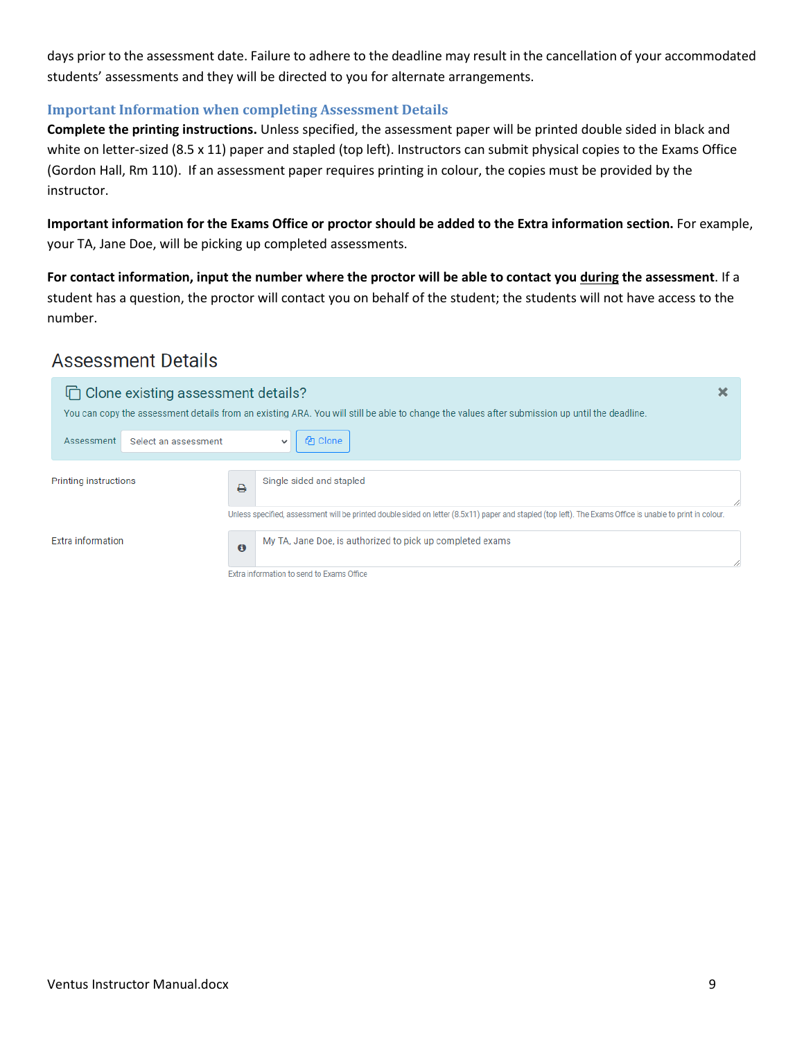days prior to the assessment date. Failure to adhere to the deadline may result in the cancellation of your accommodated students' assessments and they will be directed to you for alternate arrangements.

### Important Information when completing Assessment Details

**Complete the printing instructions.** Unless specified, the assessment paper will be printed double sided in black and white on letter-sized (8.5 x 11) paper and stapled (top left). Instructors can submit physical copies to the Exams Office (Gordon Hall, Rm 110). If an assessment paper requires printing in colour, the copies must be provided by the instructor.

**Important information for the Exams Office or proctor should be added to the Extra information section.** For example, your TA, Jane Doe, will be picking up completed assessments.

**For contact information, input the number where the proctor will be able to contact you <u>during</u> the assessment**. If a student has a question, the proctor will contact you on behalf of the student; the students will not have access to the number.

## Assessment Details

**Clone existing assessment details?**

You can copy the assessment details from an existing ARA. You will still be able to change the values after submission up until the deadline.

Assessment [Select an assessment] [Clone]

Printing instructions: Single sided and stapled

Unless specified, assessment will be printed double sided on letter (8.5x11) paper and stapled (top left). The Exams Office is unable to print in colour.

Extra information: My TA, Jane Doe, is authorized to pick up completed exams

Extra information to send to Exams Office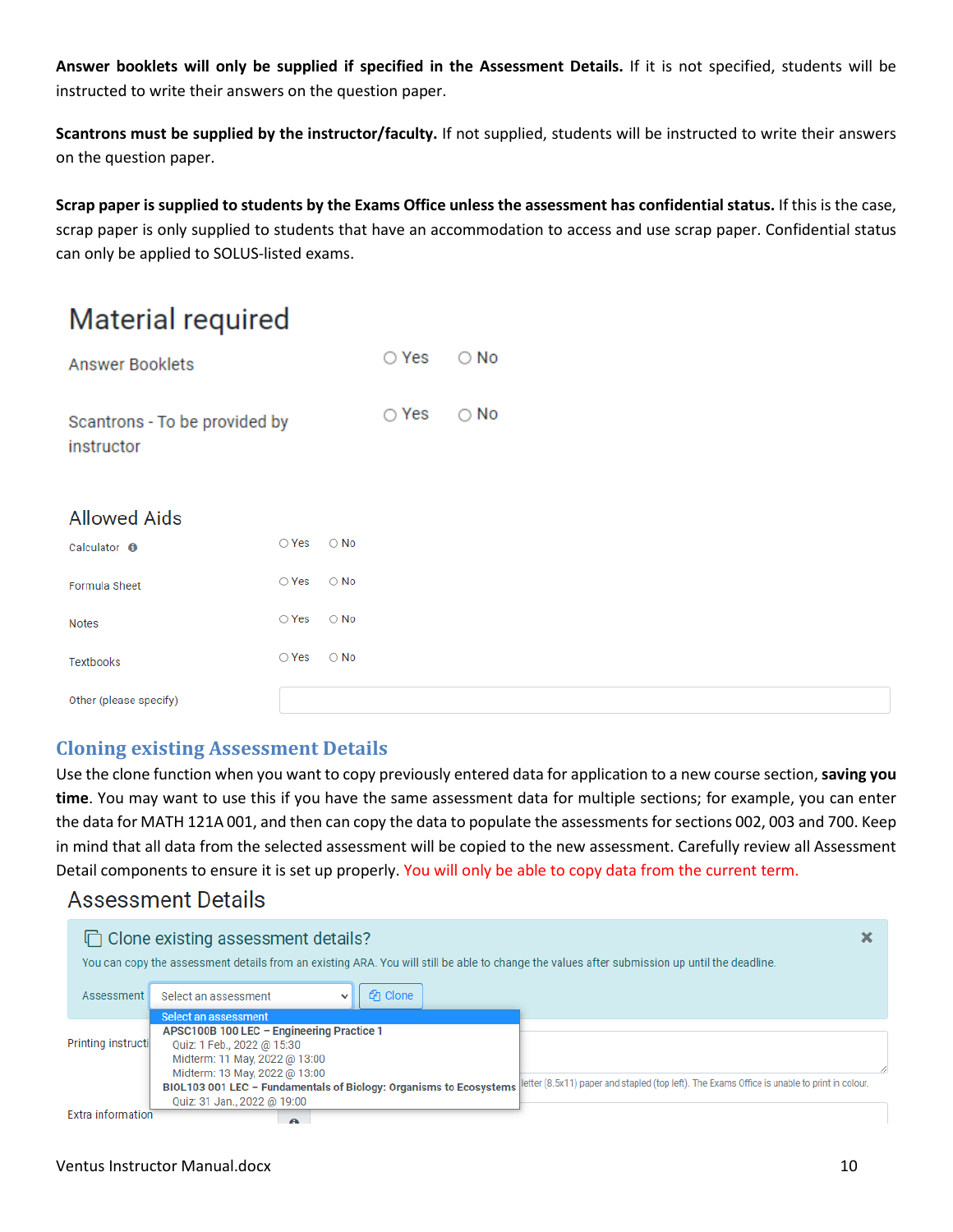**Answer booklets will only be supplied if specified in the Assessment Details.** If it is not specified, students will be instructed to write their answers on the question paper.

**Scantrons must be supplied by the instructor/faculty.** If not supplied, students will be instructed to write their answers on the question paper.

**Scrap paper is supplied to students by the Exams Office unless the assessment has confidential status.** If this is the case, scrap paper is only supplied to students that have an accommodation to access and use scrap paper. Confidential status can only be applied to SOLUS-listed exams.

Material required

| | | |
|---|---|---|
| Answer Booklets | ○ Yes | ○ No |
| Scantrons - To be provided by instructor | ○ Yes | ○ No |

Allowed Aids

| | | |
|---|---|---|
| Calculator | ○ Yes | ○ No |
| Formula Sheet | ○ Yes | ○ No |
| Notes | ○ Yes | ○ No |
| Textbooks | ○ Yes | ○ No |
| Other (please specify) | | |

## Cloning existing Assessment Details

Use the clone function when you want to copy previously entered data for application to a new course section, **saving you time**. You may want to use this if you have the same assessment data for multiple sections; for example, you can enter the data for MATH 121A 001, and then can copy the data to populate the assessments for sections 002, 003 and 700. Keep in mind that all data from the selected assessment will be copied to the new assessment. Carefully review all Assessment Detail components to ensure it is set up properly. You will only be able to copy data from the current term.

Assessment Details

Clone existing assessment details?

You can copy the assessment details from an existing ARA. You will still be able to change the values after submission up until the deadline.

Assessment [Select an assessment] Clone

- Select an assessment
- **APSC100B 100 LEC – Engineering Practice 1**
  - Quiz: 1 Feb., 2022 @ 15:30
  - Midterm: 11 May, 2022 @ 13:00
  - Midterm: 13 May, 2022 @ 13:00
- **BIOL103 001 LEC – Fundamentals of Biology: Organisms to Ecosystems**
  - Quiz: 31 Jan., 2022 @ 19:00

Printing instructi...

...letter (8.5x11) paper and stapled (top left). The Exams Office is unable to print in colour.

Extra information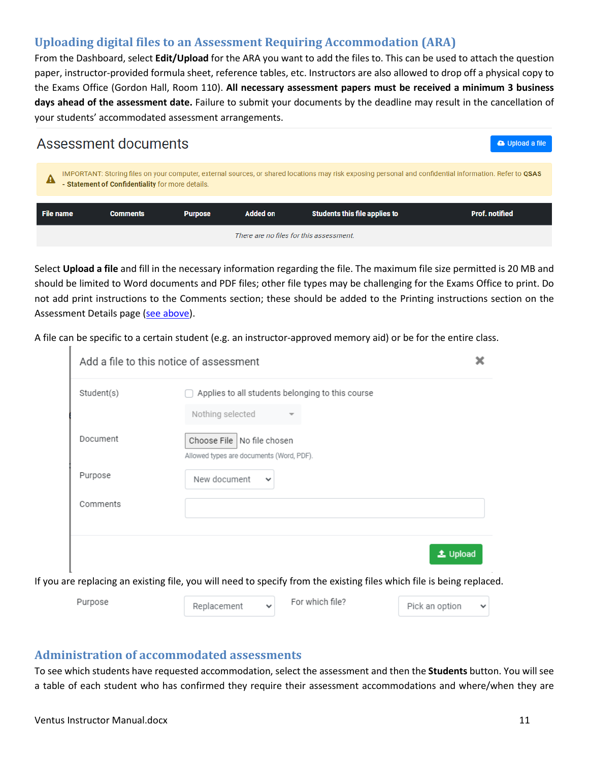## Uploading digital files to an Assessment Requiring Accommodation (ARA)

From the Dashboard, select **Edit/Upload** for the ARA you want to add the files to. This can be used to attach the question paper, instructor-provided formula sheet, reference tables, etc. Instructors are also allowed to drop off a physical copy to the Exams Office (Gordon Hall, Room 110). **All necessary assessment papers must be received a minimum 3 business days ahead of the assessment date.** Failure to submit your documents by the deadline may result in the cancellation of your students' accommodated assessment arrangements.

Assessment documents

Upload a file

IMPORTANT: Storing files on your computer, external sources, or shared locations may risk exposing personal and confidential information. Refer to **QSAS - Statement of Confidentiality** for more details.

| File name | Comments | Purpose | Added on | Students this file applies to | Prof. notified |
|---|---|---|---|---|---|
| *There are no files for this assessment.* | | | | | |

Select **Upload a file** and fill in the necessary information regarding the file. The maximum file size permitted is 20 MB and should be limited to Word documents and PDF files; other file types may be challenging for the Exams Office to print. Do not add print instructions to the Comments section; these should be added to the Printing instructions section on the Assessment Details page (see above).

A file can be specific to a certain student (e.g. an instructor-approved memory aid) or be for the entire class.

Add a file to this notice of assessment

Student(s) — Applies to all students belonging to this course; Nothing selected

Document — Choose File No file chosen; Allowed types are documents (Word, PDF).

Purpose — New document

Comments

Upload

If you are replacing an existing file, you will need to specify from the existing files which file is being replaced.

Purpose — Replacement; For which file? — Pick an option

## Administration of accommodated assessments

To see which students have requested accommodation, select the assessment and then the **Students** button. You will see a table of each student who has confirmed they require their assessment accommodations and where/when they are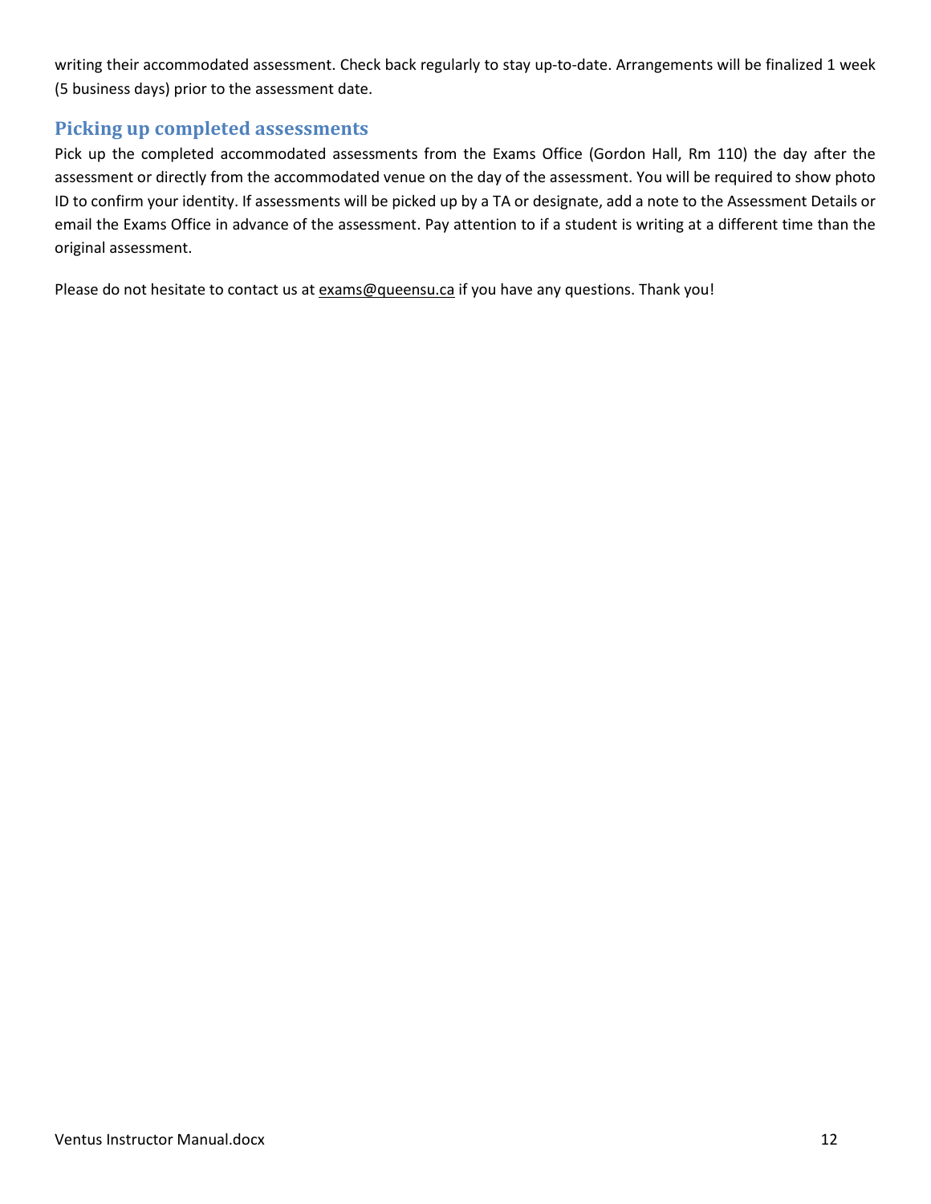writing their accommodated assessment. Check back regularly to stay up-to-date. Arrangements will be finalized 1 week (5 business days) prior to the assessment date.

## Picking up completed assessments

Pick up the completed accommodated assessments from the Exams Office (Gordon Hall, Rm 110) the day after the assessment or directly from the accommodated venue on the day of the assessment. You will be required to show photo ID to confirm your identity. If assessments will be picked up by a TA or designate, add a note to the Assessment Details or email the Exams Office in advance of the assessment. Pay attention to if a student is writing at a different time than the original assessment.

Please do not hesitate to contact us at exams@queensu.ca if you have any questions. Thank you!